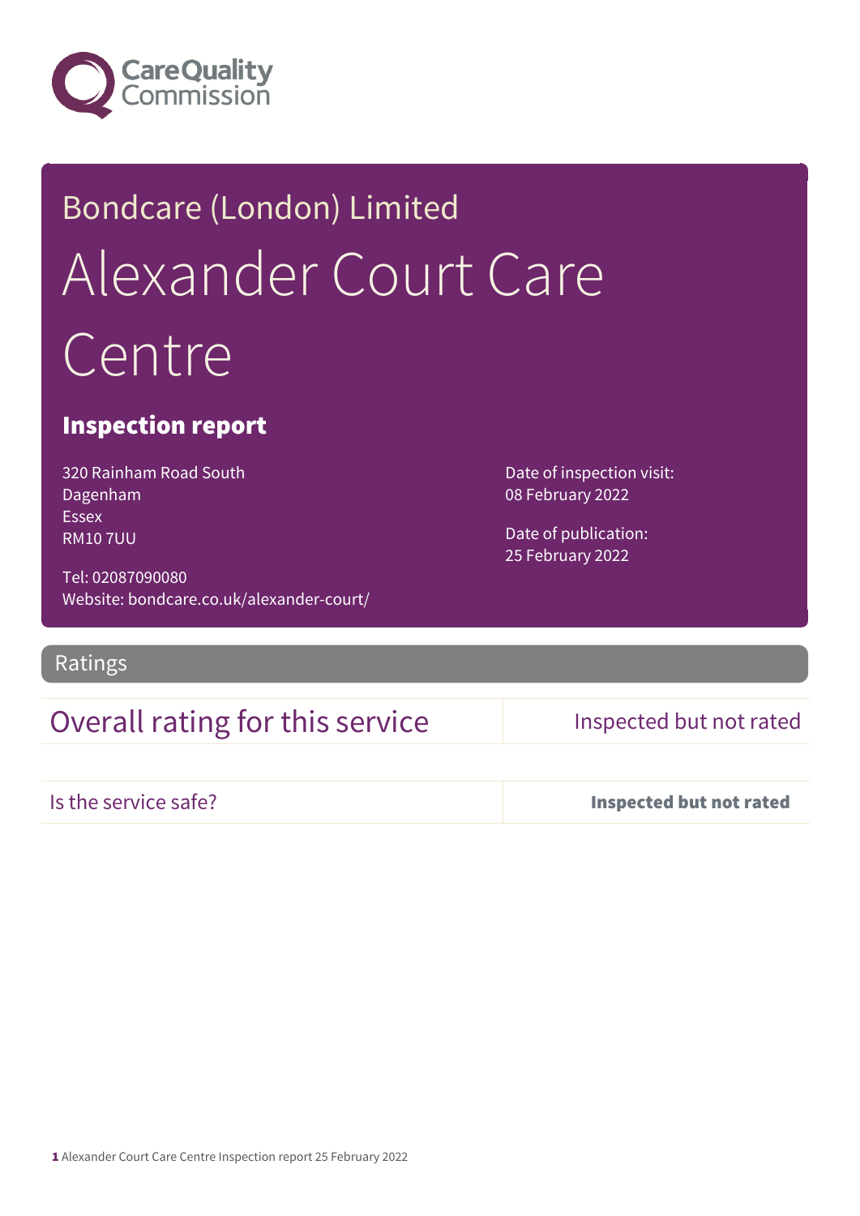Care Quality Commission

# Bondcare (London) Limited

# Alexander Court Care Centre

## Inspection report

320 Rainham Road South
Dagenham
Essex
RM10 7UU

Tel: 02087090080
Website: bondcare.co.uk/alexander-court/

Date of inspection visit:
08 February 2022

Date of publication:
25 February 2022

## Ratings

| Overall rating for this service | Inspected but not rated |
|---|---|
| Is the service safe? | **Inspected but not rated** |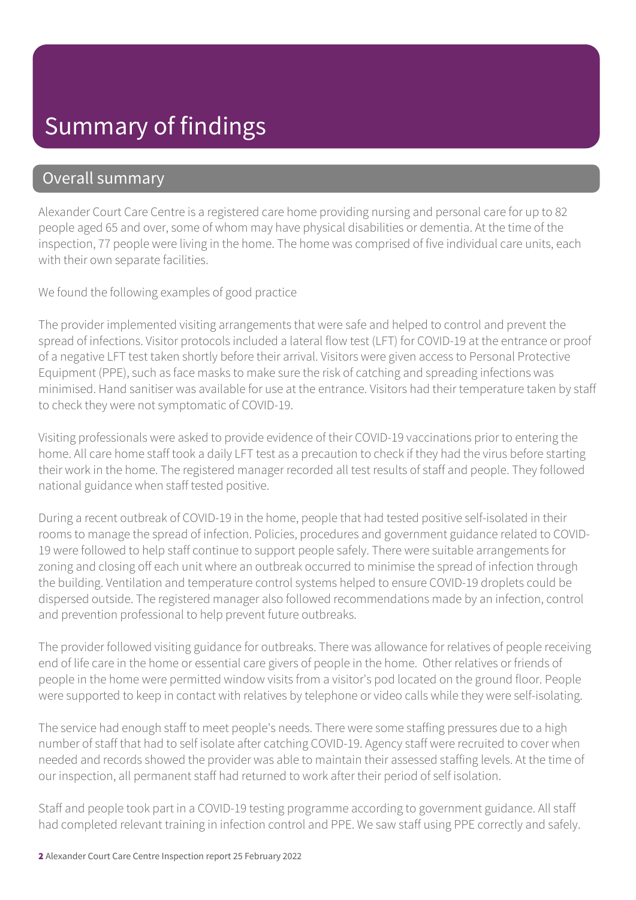# Summary of findings

## Overall summary

Alexander Court Care Centre is a registered care home providing nursing and personal care for up to 82 people aged 65 and over, some of whom may have physical disabilities or dementia. At the time of the inspection, 77 people were living in the home. The home was comprised of five individual care units, each with their own separate facilities.

We found the following examples of good practice

The provider implemented visiting arrangements that were safe and helped to control and prevent the spread of infections. Visitor protocols included a lateral flow test (LFT) for COVID-19 at the entrance or proof of a negative LFT test taken shortly before their arrival. Visitors were given access to Personal Protective Equipment (PPE), such as face masks to make sure the risk of catching and spreading infections was minimised. Hand sanitiser was available for use at the entrance. Visitors had their temperature taken by staff to check they were not symptomatic of COVID-19.

Visiting professionals were asked to provide evidence of their COVID-19 vaccinations prior to entering the home. All care home staff took a daily LFT test as a precaution to check if they had the virus before starting their work in the home. The registered manager recorded all test results of staff and people. They followed national guidance when staff tested positive.

During a recent outbreak of COVID-19 in the home, people that had tested positive self-isolated in their rooms to manage the spread of infection. Policies, procedures and government guidance related to COVID-19 were followed to help staff continue to support people safely. There were suitable arrangements for zoning and closing off each unit where an outbreak occurred to minimise the spread of infection through the building. Ventilation and temperature control systems helped to ensure COVID-19 droplets could be dispersed outside. The registered manager also followed recommendations made by an infection, control and prevention professional to help prevent future outbreaks.

The provider followed visiting guidance for outbreaks. There was allowance for relatives of people receiving end of life care in the home or essential care givers of people in the home. Other relatives or friends of people in the home were permitted window visits from a visitor's pod located on the ground floor. People were supported to keep in contact with relatives by telephone or video calls while they were self-isolating.

The service had enough staff to meet people's needs. There were some staffing pressures due to a high number of staff that had to self isolate after catching COVID-19. Agency staff were recruited to cover when needed and records showed the provider was able to maintain their assessed staffing levels. At the time of our inspection, all permanent staff had returned to work after their period of self isolation.

Staff and people took part in a COVID-19 testing programme according to government guidance. All staff had completed relevant training in infection control and PPE. We saw staff using PPE correctly and safely.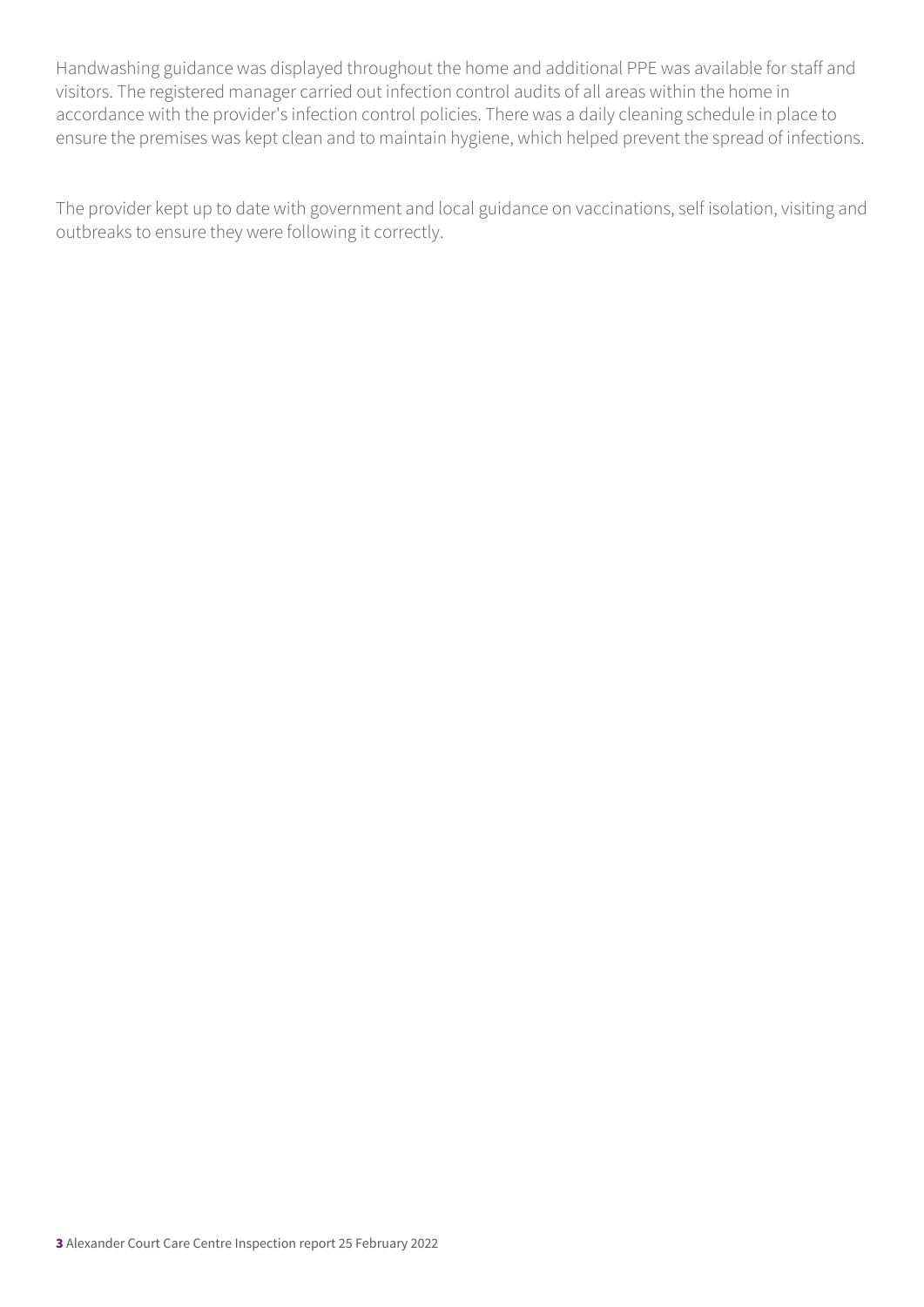Handwashing guidance was displayed throughout the home and additional PPE was available for staff and visitors. The registered manager carried out infection control audits of all areas within the home in accordance with the provider's infection control policies. There was a daily cleaning schedule in place to ensure the premises was kept clean and to maintain hygiene, which helped prevent the spread of infections.

The provider kept up to date with government and local guidance on vaccinations, self isolation, visiting and outbreaks to ensure they were following it correctly.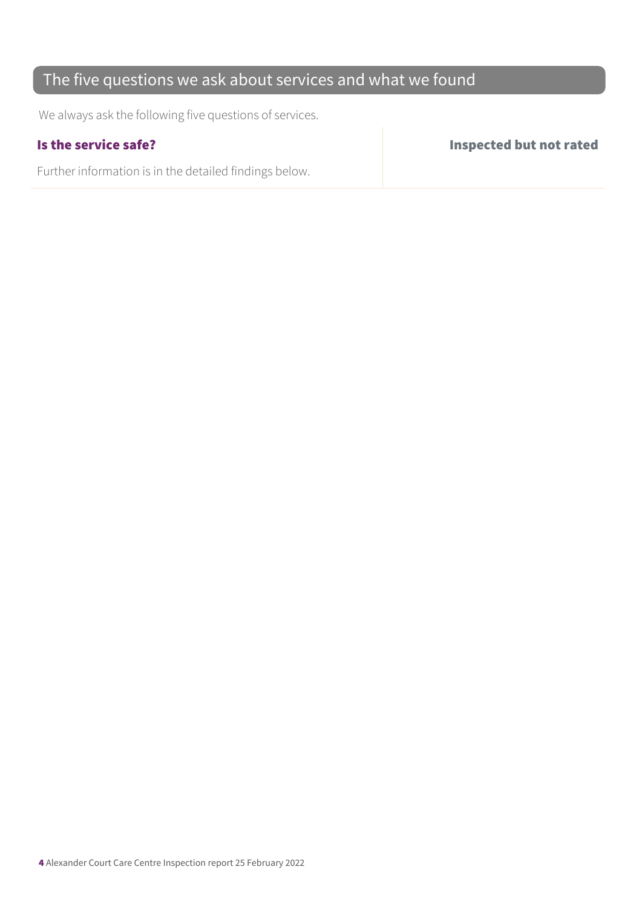## The five questions we ask about services and what we found

We always ask the following five questions of services.

| **Is the service safe?** | **Inspected but not rated** |
|---|---|
| Further information is in the detailed findings below. | |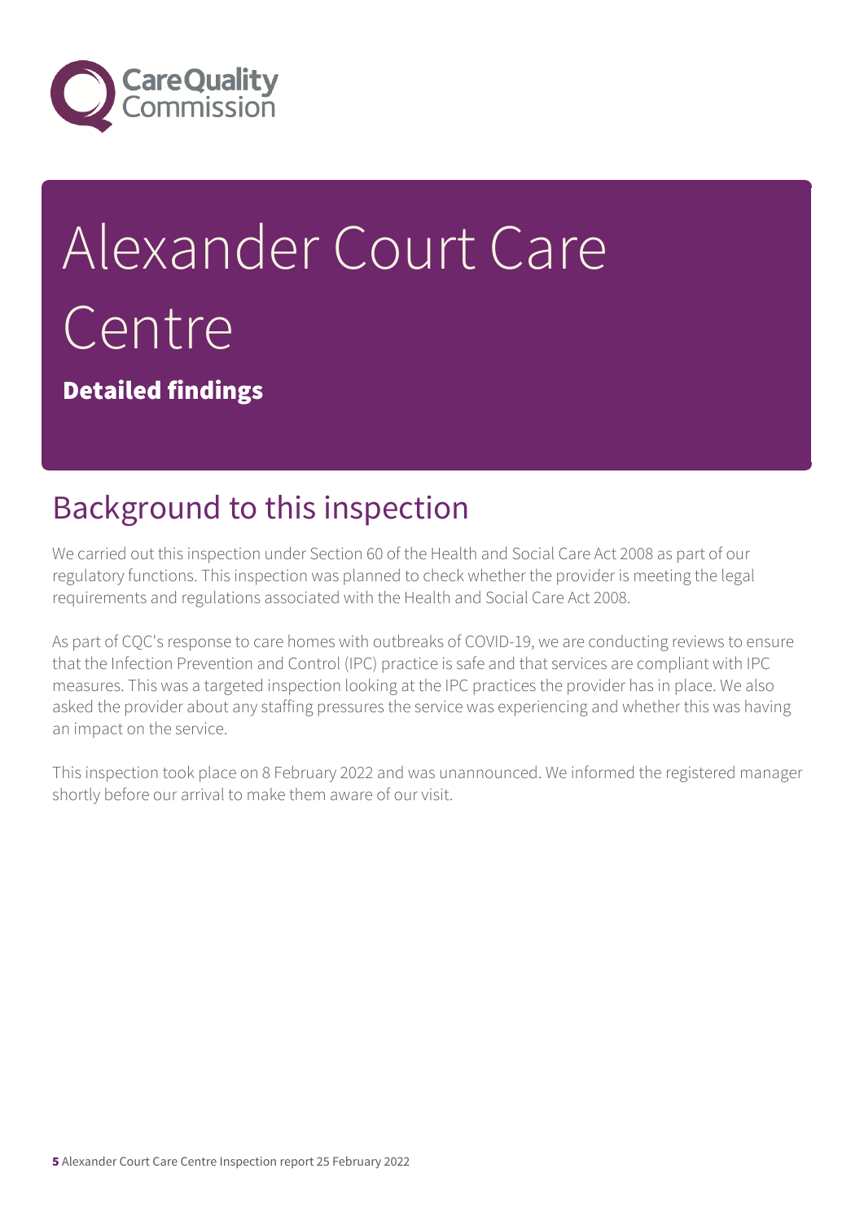# Alexander Court Care Centre

**Detailed findings**

## Background to this inspection

We carried out this inspection under Section 60 of the Health and Social Care Act 2008 as part of our regulatory functions. This inspection was planned to check whether the provider is meeting the legal requirements and regulations associated with the Health and Social Care Act 2008.

As part of CQC's response to care homes with outbreaks of COVID-19, we are conducting reviews to ensure that the Infection Prevention and Control (IPC) practice is safe and that services are compliant with IPC measures. This was a targeted inspection looking at the IPC practices the provider has in place. We also asked the provider about any staffing pressures the service was experiencing and whether this was having an impact on the service.

This inspection took place on 8 February 2022 and was unannounced. We informed the registered manager shortly before our arrival to make them aware of our visit.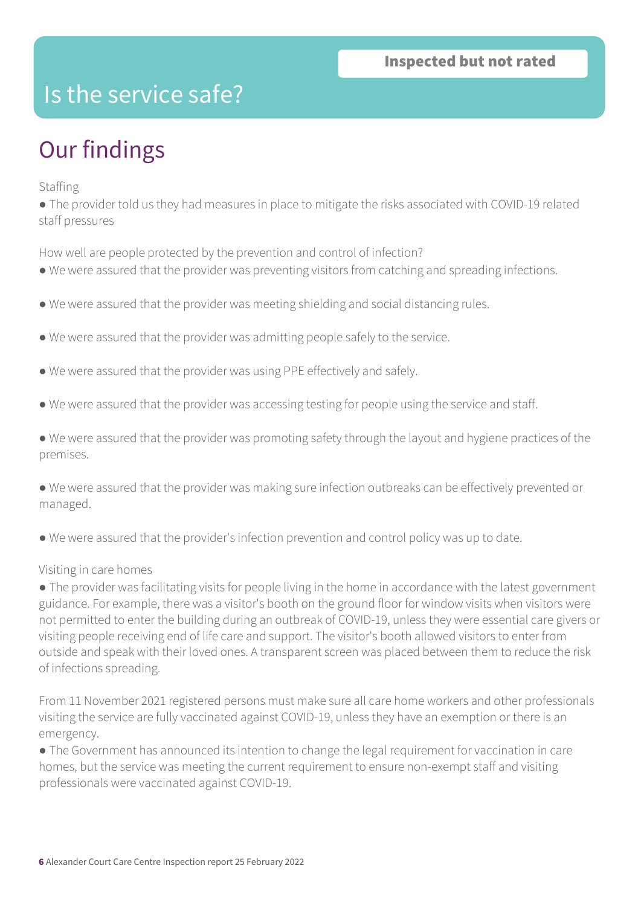# Is the service safe?

**Inspected but not rated**

## Our findings

Staffing

- The provider told us they had measures in place to mitigate the risks associated with COVID-19 related staff pressures

How well are people protected by the prevention and control of infection?

- We were assured that the provider was preventing visitors from catching and spreading infections.
- We were assured that the provider was meeting shielding and social distancing rules.
- We were assured that the provider was admitting people safely to the service.
- We were assured that the provider was using PPE effectively and safely.
- We were assured that the provider was accessing testing for people using the service and staff.
- We were assured that the provider was promoting safety through the layout and hygiene practices of the premises.
- We were assured that the provider was making sure infection outbreaks can be effectively prevented or managed.
- We were assured that the provider's infection prevention and control policy was up to date.

Visiting in care homes

- The provider was facilitating visits for people living in the home in accordance with the latest government guidance. For example, there was a visitor's booth on the ground floor for window visits when visitors were not permitted to enter the building during an outbreak of COVID-19, unless they were essential care givers or visiting people receiving end of life care and support. The visitor's booth allowed visitors to enter from outside and speak with their loved ones. A transparent screen was placed between them to reduce the risk of infections spreading.

From 11 November 2021 registered persons must make sure all care home workers and other professionals visiting the service are fully vaccinated against COVID-19, unless they have an exemption or there is an emergency.

- The Government has announced its intention to change the legal requirement for vaccination in care homes, but the service was meeting the current requirement to ensure non-exempt staff and visiting professionals were vaccinated against COVID-19.